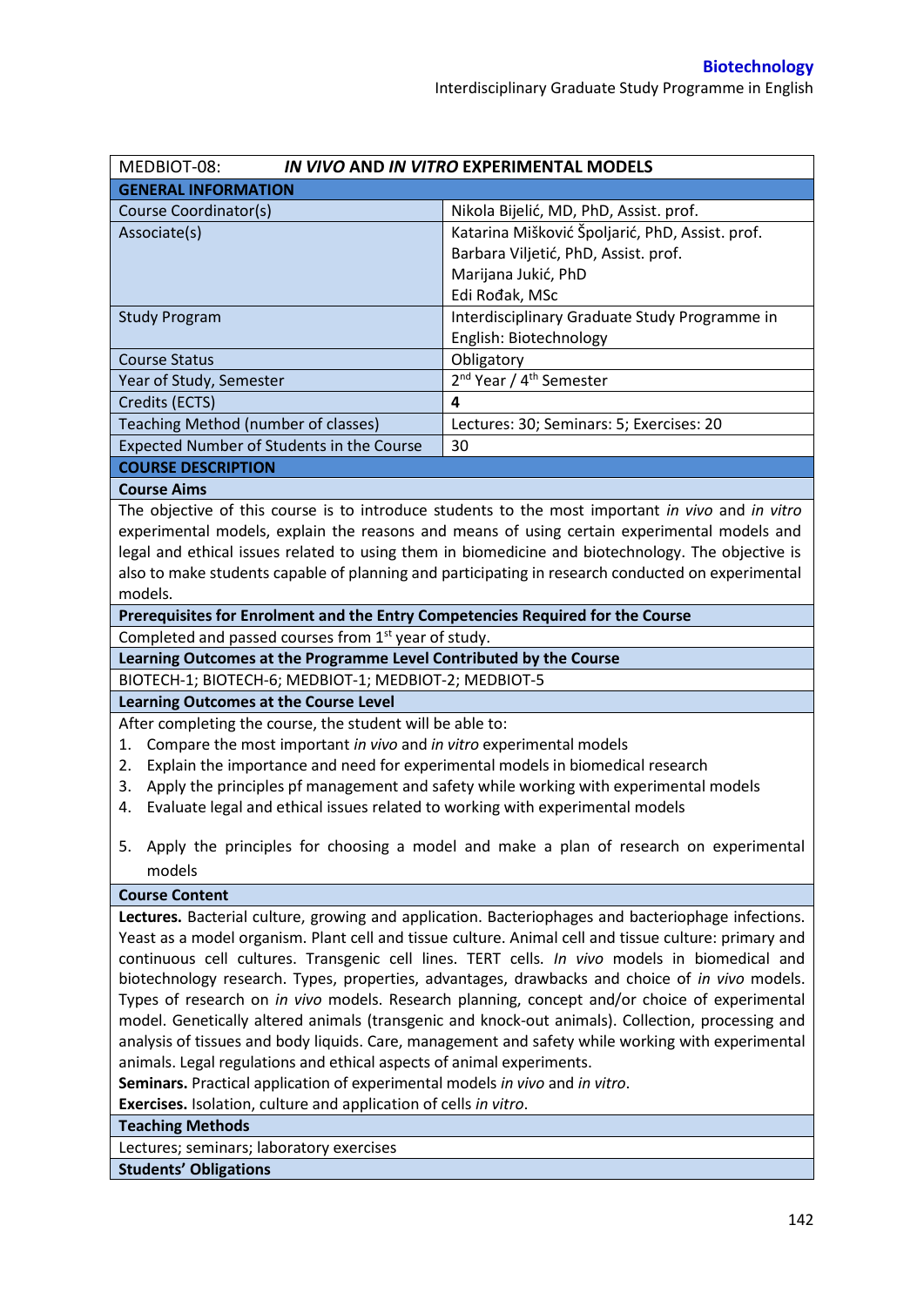| MEDBIOT-08: ***IN VIVO* AND *IN VITRO* EXPERIMENTAL MODELS** | |
|---|---|
| **GENERAL INFORMATION** | |
| Course Coordinator(s) | Nikola Bijelić, MD, PhD, Assist. prof. |
| Associate(s) | Katarina Mišković Špoljarić, PhD, Assist. prof.<br>Barbara Viljetić, PhD, Assist. prof.<br>Marijana Jukić, PhD<br>Edi Rođak, MSc |
| Study Program | Interdisciplinary Graduate Study Programme in English: Biotechnology |
| Course Status | Obligatory |
| Year of Study, Semester | 2nd Year / 4th Semester |
| Credits (ECTS) | **4** |
| Teaching Method (number of classes) | Lectures: 30; Seminars: 5; Exercises: 20 |
| Expected Number of Students in the Course | 30 |
| **COURSE DESCRIPTION** | |
| **Course Aims** | |
| The objective of this course is to introduce students to the most important *in vivo* and *in vitro* experimental models, explain the reasons and means of using certain experimental models and legal and ethical issues related to using them in biomedicine and biotechnology. The objective is also to make students capable of planning and participating in research conducted on experimental models. | |
| **Prerequisites for Enrolment and the Entry Competencies Required for the Course** | |
| Completed and passed courses from 1st year of study. | |
| **Learning Outcomes at the Programme Level Contributed by the Course** | |
| BIOTECH-1; BIOTECH-6; MEDBIOT-1; MEDBIOT-2; MEDBIOT-5 | |
| **Learning Outcomes at the Course Level** | |
| After completing the course, the student will be able to:<br>1. Compare the most important *in vivo* and *in vitro* experimental models<br>2. Explain the importance and need for experimental models in biomedical research<br>3. Apply the principles pf management and safety while working with experimental models<br>4. Evaluate legal and ethical issues related to working with experimental models<br>5. Apply the principles for choosing a model and make a plan of research on experimental models | |
| **Course Content** | |
| **Lectures.** Bacterial culture, growing and application. Bacteriophages and bacteriophage infections. Yeast as a model organism. Plant cell and tissue culture. Animal cell and tissue culture: primary and continuous cell cultures. Transgenic cell lines. TERT cells. *In vivo* models in biomedical and biotechnology research. Types, properties, advantages, drawbacks and choice of *in vivo* models. Types of research on *in vivo* models. Research planning, concept and/or choice of experimental model. Genetically altered animals (transgenic and knock-out animals). Collection, processing and analysis of tissues and body liquids. Care, management and safety while working with experimental animals. Legal regulations and ethical aspects of animal experiments.<br>**Seminars.** Practical application of experimental models *in vivo* and *in vitro*.<br>**Exercises.** Isolation, culture and application of cells *in vitro*. | |
| **Teaching Methods** | |
| Lectures; seminars; laboratory exercises | |
| **Students' Obligations** | |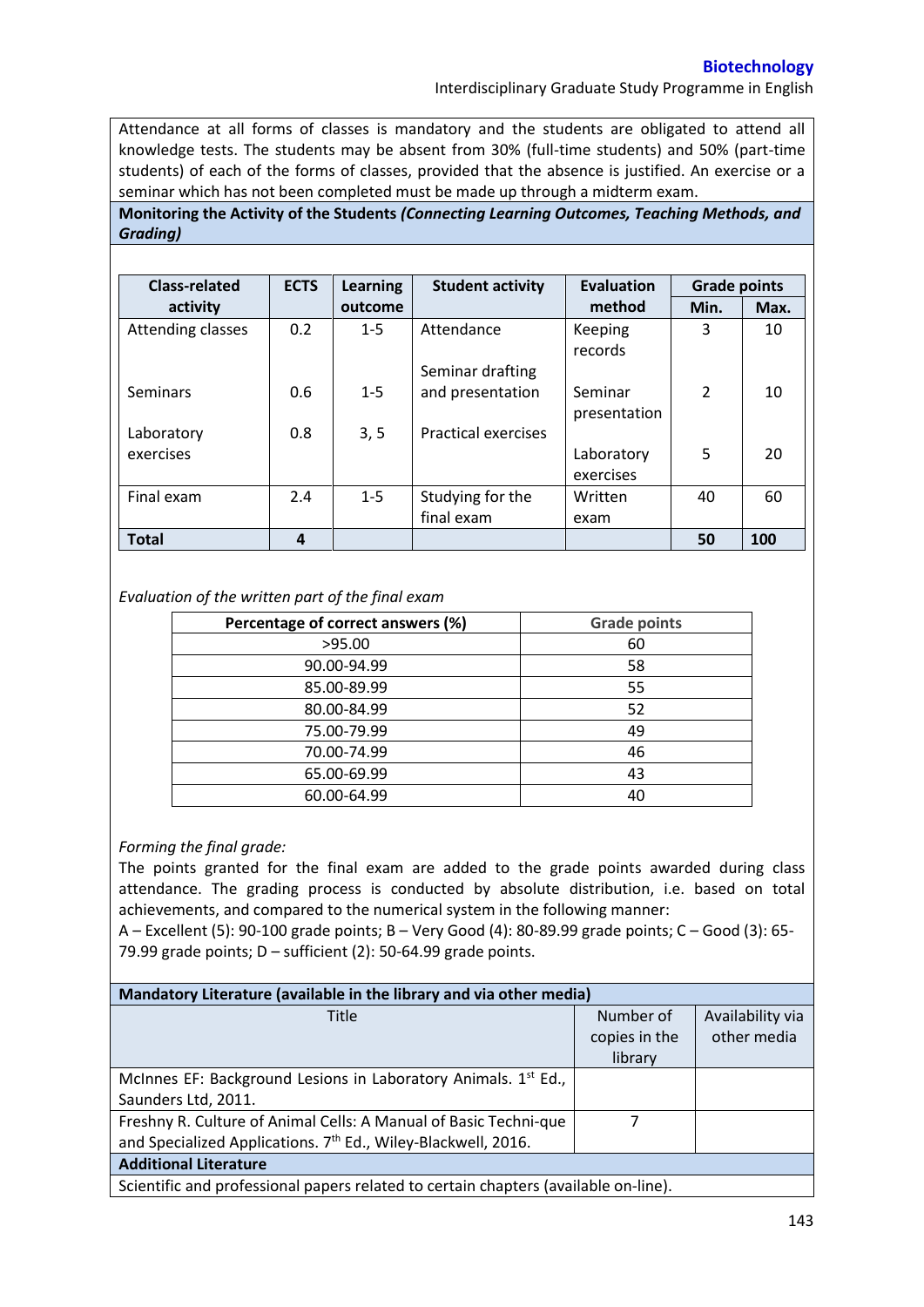Attendance at all forms of classes is mandatory and the students are obligated to attend all knowledge tests. The students may be absent from 30% (full-time students) and 50% (part-time students) of each of the forms of classes, provided that the absence is justified. An exercise or a seminar which has not been completed must be made up through a midterm exam.

**Monitoring the Activity of the Students *(Connecting Learning Outcomes, Teaching Methods, and Grading)***

| Class-related activity | ECTS | Learning outcome | Student activity | Evaluation method | Grade points | |
|---|---|---|---|---|---|---|
| | | | | | Min. | Max. |
| Attending classes | 0.2 | 1-5 | Attendance | Keeping records | 3 | 10 |
| Seminars | 0.6 | 1-5 | Seminar drafting and presentation | Seminar presentation | 2 | 10 |
| Laboratory exercises | 0.8 | 3, 5 | Practical exercises | Laboratory exercises | 5 | 20 |
| Final exam | 2.4 | 1-5 | Studying for the final exam | Written exam | 40 | 60 |
| **Total** | **4** | | | | **50** | **100** |

*Evaluation of the written part of the final exam*

| Percentage of correct answers (%) | Grade points |
|---|---|
| >95.00 | 60 |
| 90.00-94.99 | 58 |
| 85.00-89.99 | 55 |
| 80.00-84.99 | 52 |
| 75.00-79.99 | 49 |
| 70.00-74.99 | 46 |
| 65.00-69.99 | 43 |
| 60.00-64.99 | 40 |

*Forming the final grade:*

The points granted for the final exam are added to the grade points awarded during class attendance. The grading process is conducted by absolute distribution, i.e. based on total achievements, and compared to the numerical system in the following manner:

A – Excellent (5): 90-100 grade points; B – Very Good (4): 80-89.99 grade points; C – Good (3): 65-79.99 grade points; D – sufficient (2): 50-64.99 grade points.

**Mandatory Literature (available in the library and via other media)**

| Title | Number of copies in the library | Availability via other media |
|---|---|---|
| McInnes EF: Background Lesions in Laboratory Animals. 1st Ed., Saunders Ltd, 2011. | | |
| Freshny R. Culture of Animal Cells: A Manual of Basic Techni-que and Specialized Applications. 7th Ed., Wiley-Blackwell, 2016. | 7 | |

**Additional Literature**

Scientific and professional papers related to certain chapters (available on-line).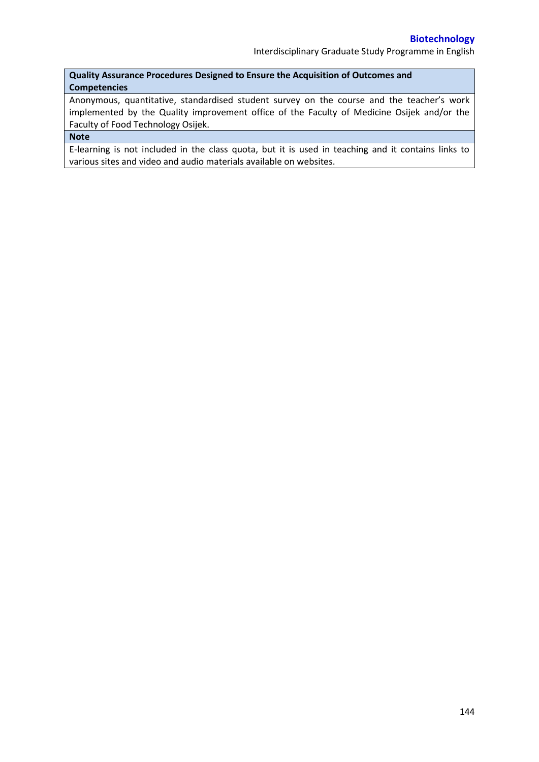| Quality Assurance Procedures Designed to Ensure the Acquisition of Outcomes and Competencies |
|---|
| Anonymous, quantitative, standardised student survey on the course and the teacher's work implemented by the Quality improvement office of the Faculty of Medicine Osijek and/or the Faculty of Food Technology Osijek. |
| **Note** |
| E-learning is not included in the class quota, but it is used in teaching and it contains links to various sites and video and audio materials available on websites. |